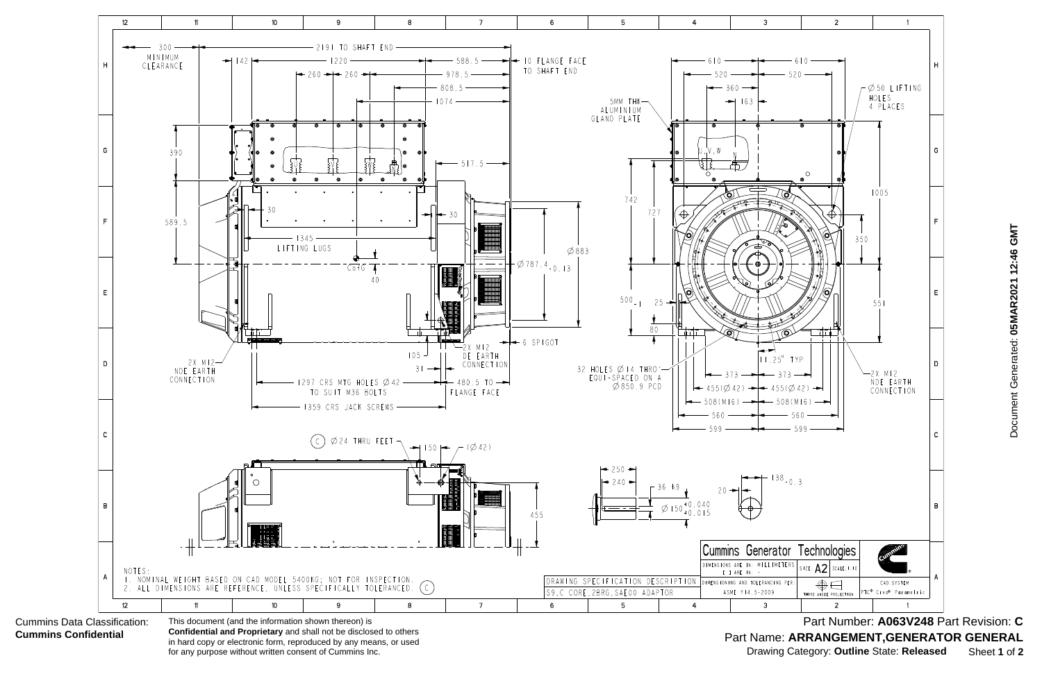NOTES:

1. NOMINAL WEIGHT BASED ON CAD MODEL 5400KG; NOT FOR INSPECTION.
2. ALL DIMENSIONS ARE REFERENCE, UNLESS SPECIFICALLY TOLERANCED. (C)

| DRAWING SPECIFICATION DESCRIPTION |
| --- |
| S9,C CORE,2BRG,SAE00 ADAPTOR |

**Cummins Generator Technologies**

DIMENSIONS ARE IN: MILLIMETERS [ INCHES ]

SIZE A2 SCALE 1:10

DIMENSIONING AND TOLERANCING PER: ASME Y14.5-2009

THIRD ANGLE PROJECTION

CAD SYSTEM: PTC® Creo® Parametric

Cummins Data Classification: **Cummins Confidential**

This document (and the information shown thereon) is **Confidential and Proprietary** and shall not be disclosed to others in hard copy or electronic form, reproduced by any means, or used for any purpose without written consent of Cummins Inc.

Part Number: **A063V248** Part Revision: **C**

Part Name: **ARRANGEMENT,GENERATOR GENERAL**

Drawing Category: **Outline** State: **Released**

Document Generated: **05MAR2021 12:46 GMT**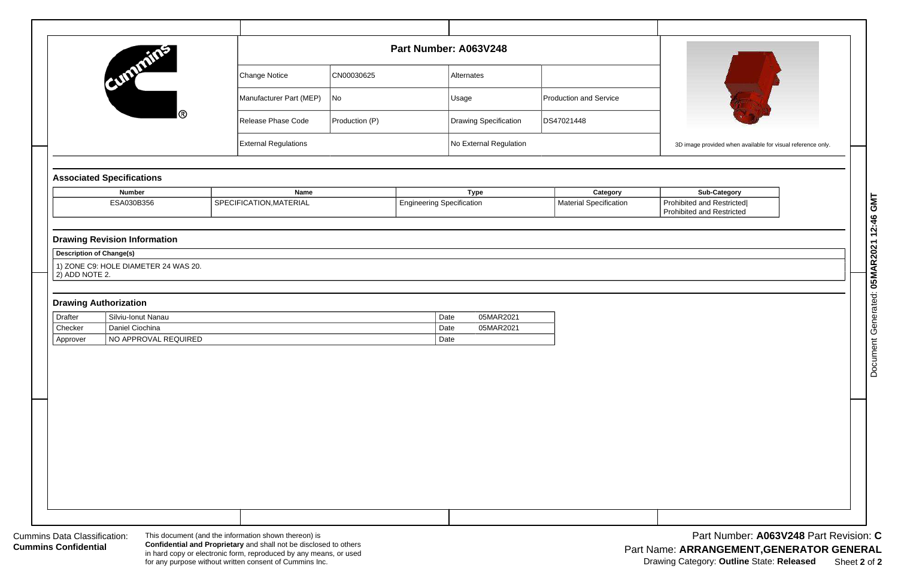## Part Number: A063V248

| | | | |
|---|---|---|---|
| Change Notice | CN00030625 | Alternates | |
| Manufacturer Part (MEP) | No | Usage | Production and Service |
| Release Phase Code | Production (P) | Drawing Specification | DS47021448 |
| External Regulations | | No External Regulation | |

3D image provided when available for visual reference only.

### Associated Specifications

| Number | Name | Type | Category | Sub-Category |
|---|---|---|---|---|
| ESA030B356 | SPECIFICATION,MATERIAL | Engineering Specification | Material Specification | Prohibited and Restricted\| Prohibited and Restricted |

### Drawing Revision Information

| Description of Change(s) |
|---|
| 1) ZONE C9: HOLE DIAMETER 24 WAS 20.<br>2) ADD NOTE 2. |

### Drawing Authorization

| | | | |
|---|---|---|---|
| Drafter | Silviu-Ionut Nanau | Date | 05MAR2021 |
| Checker | Daniel Ciochina | Date | 05MAR2021 |
| Approver | NO APPROVAL REQUIRED | Date | |

Document Generated: **05MAR2021 12:46 GMT**

Cummins Data Classification:
**Cummins Confidential**

This document (and the information shown thereon) is **Confidential and Proprietary** and shall not be disclosed to others in hard copy or electronic form, reproduced by any means, or used for any purpose without written consent of Cummins Inc.

Part Number: **A063V248** Part Revision: **C**
Part Name: **ARRANGEMENT,GENERATOR GENERAL**
Drawing Category: **Outline** State: **Released**